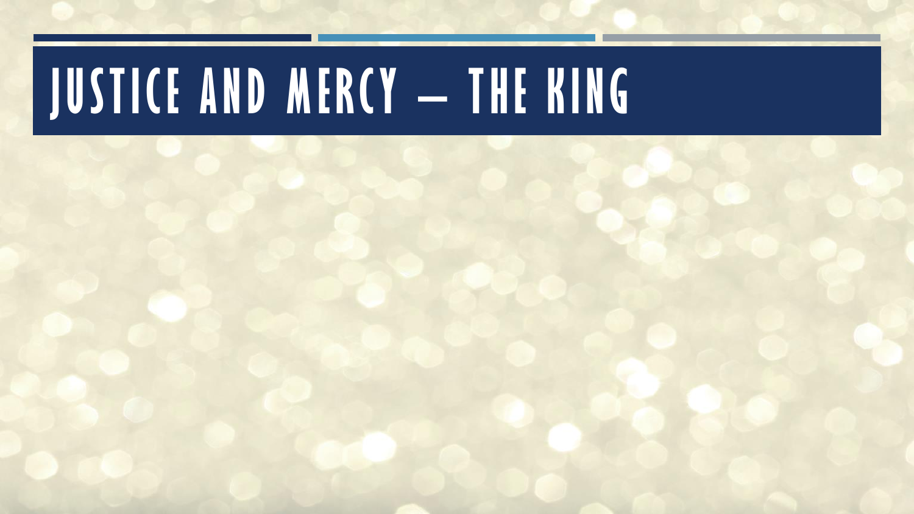# JUSTICE AND MERCY – THE KING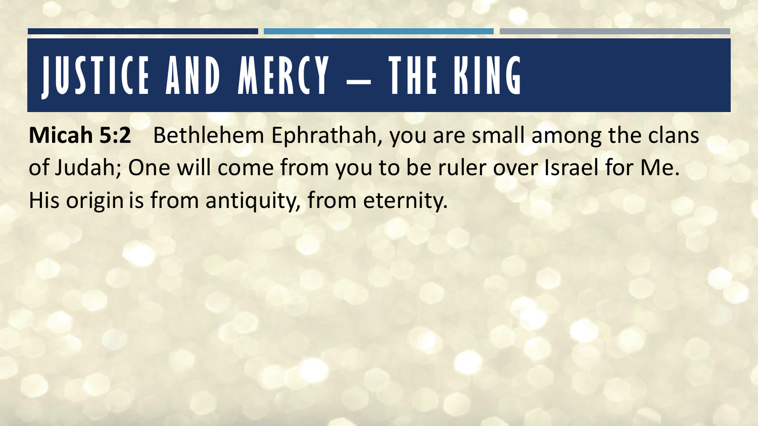# JUSTICE AND MERCY – THE KING

**Micah 5:2** Bethlehem Ephrathah, you are small among the clans of Judah; One will come from you to be ruler over Israel for Me. His origin is from antiquity, from eternity.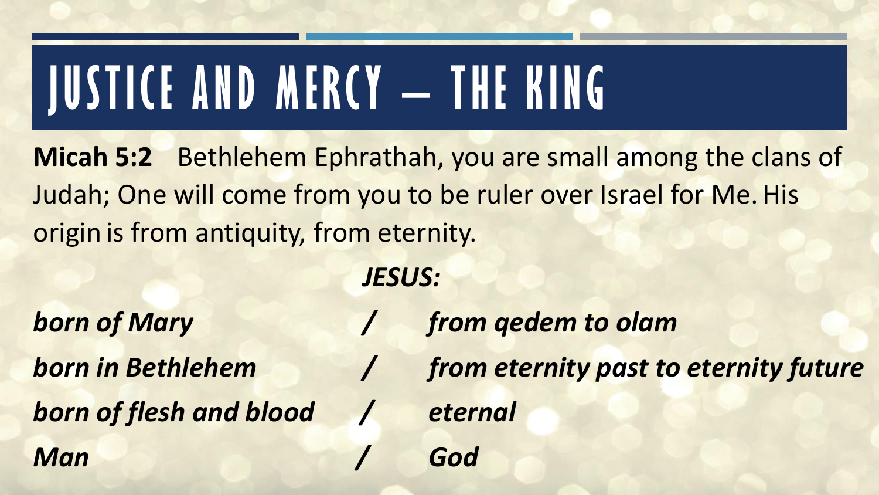# JUSTICE AND MERCY – THE KING

**Micah 5:2** Bethlehem Ephrathah, you are small among the clans of Judah; One will come from you to be ruler over Israel for Me. His origin is from antiquity, from eternity.

***JESUS:***

| | | |
|---|---|---|
| ***born of Mary*** | ***/*** | ***from qedem to olam*** |
| ***born in Bethlehem*** | ***/*** | ***from eternity past to eternity future*** |
| ***born of flesh and blood*** | ***/*** | ***eternal*** |
| ***Man*** | ***/*** | ***God*** |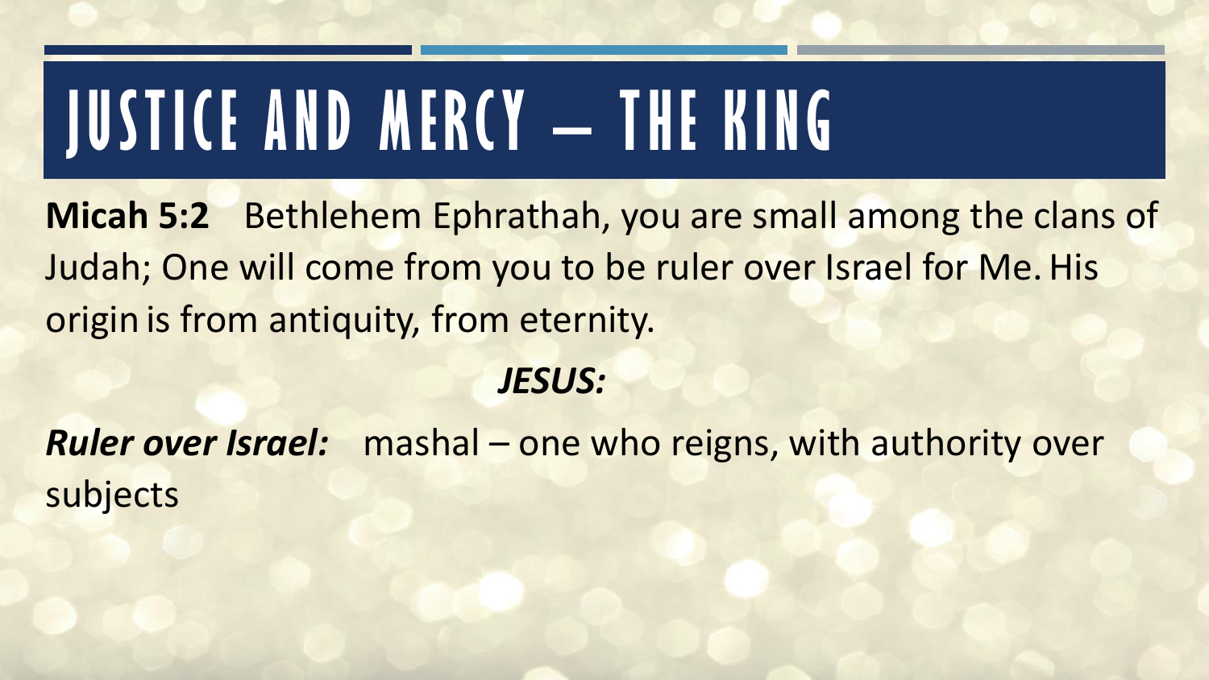# JUSTICE AND MERCY – THE KING

**Micah 5:2** Bethlehem Ephrathah, you are small among the clans of Judah; One will come from you to be ruler over Israel for Me. His origin is from antiquity, from eternity.

***JESUS:***

***Ruler over Israel:*** mashal – one who reigns, with authority over subjects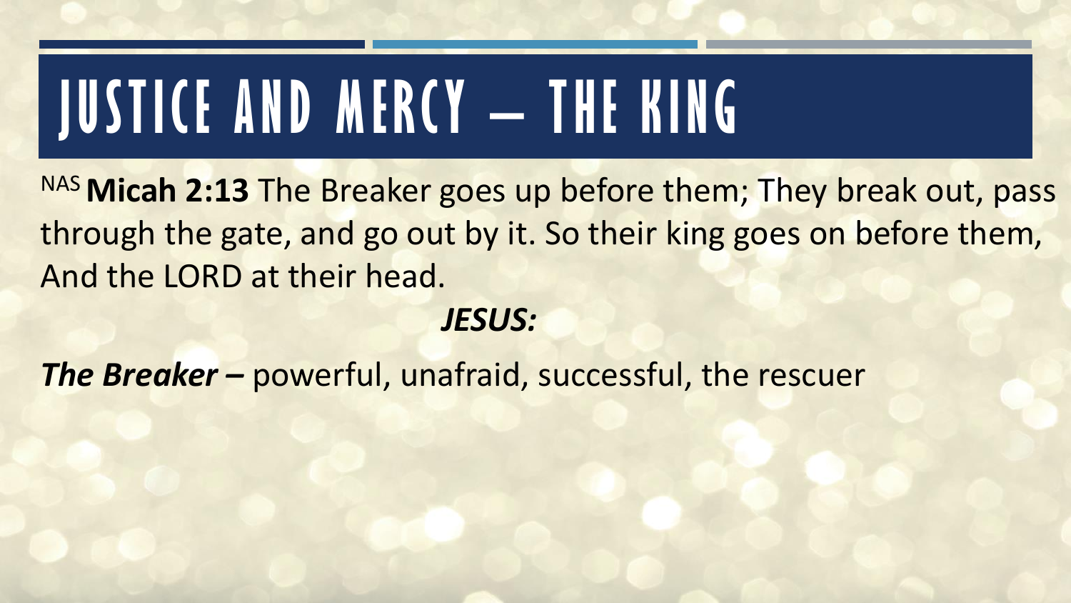# JUSTICE AND MERCY – THE KING

NAS **Micah 2:13** The Breaker goes up before them; They break out, pass through the gate, and go out by it. So their king goes on before them, And the LORD at their head.

***JESUS:***

***The Breaker –*** powerful, unafraid, successful, the rescuer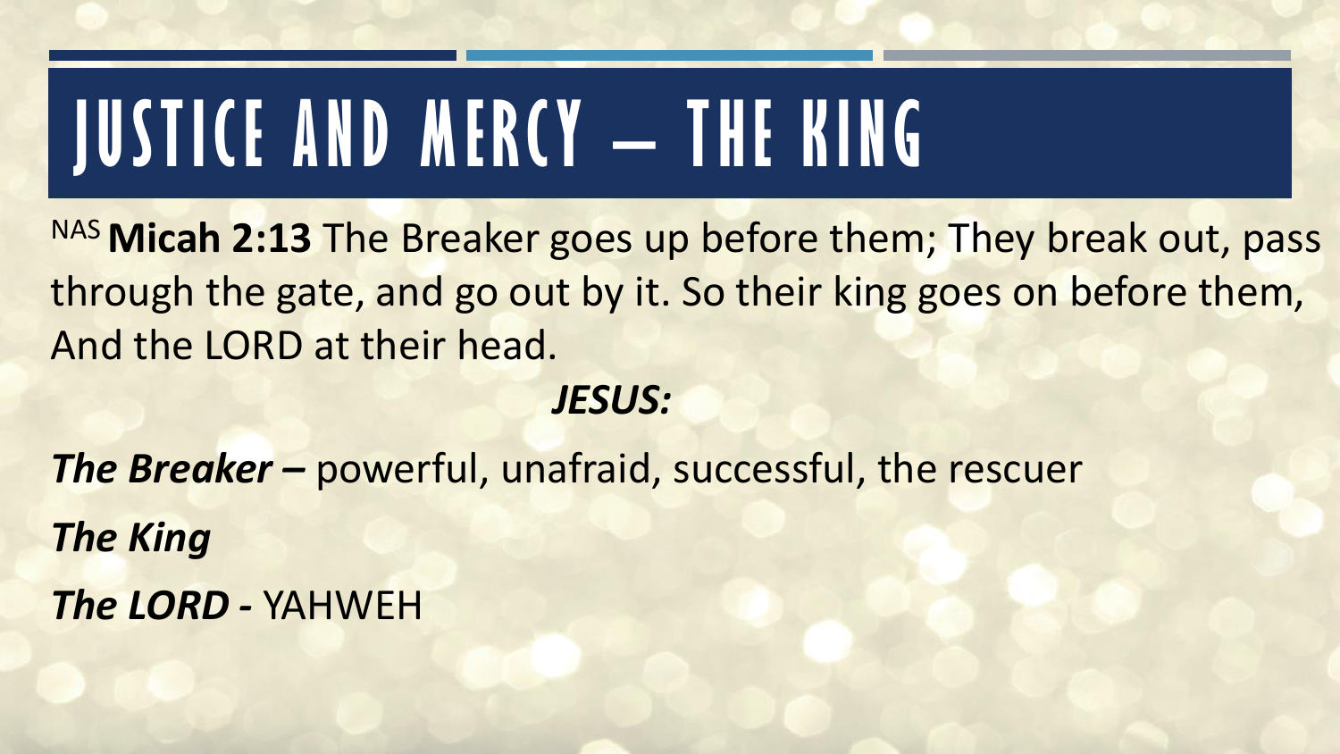# JUSTICE AND MERCY – THE KING

NAS **Micah 2:13** The Breaker goes up before them; They break out, pass through the gate, and go out by it. So their king goes on before them, And the LORD at their head.

***JESUS:***

***The Breaker –*** powerful, unafraid, successful, the rescuer

***The King***

***The LORD -*** YAHWEH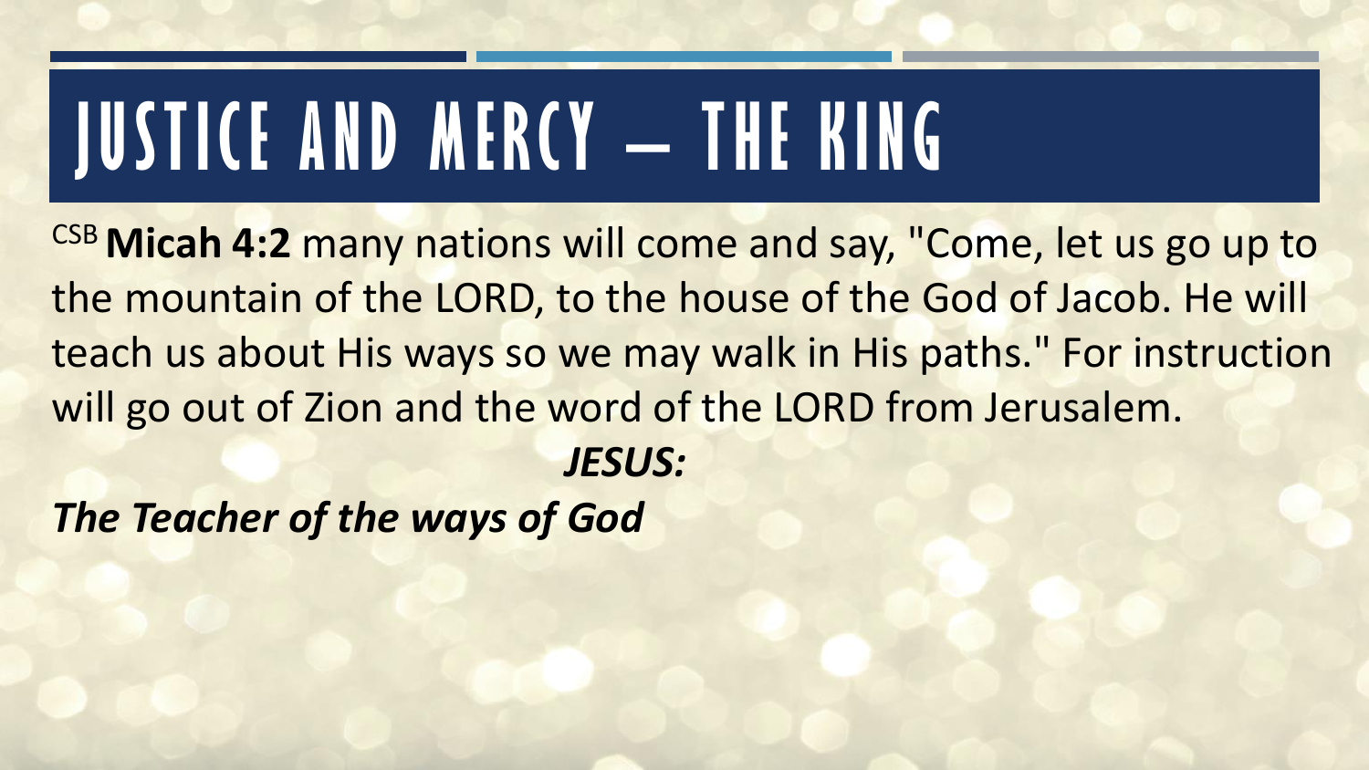# JUSTICE AND MERCY – THE KING

CSB **Micah 4:2** many nations will come and say, "Come, let us go up to the mountain of the LORD, to the house of the God of Jacob. He will teach us about His ways so we may walk in His paths." For instruction will go out of Zion and the word of the LORD from Jerusalem.

***JESUS:***

***The Teacher of the ways of God***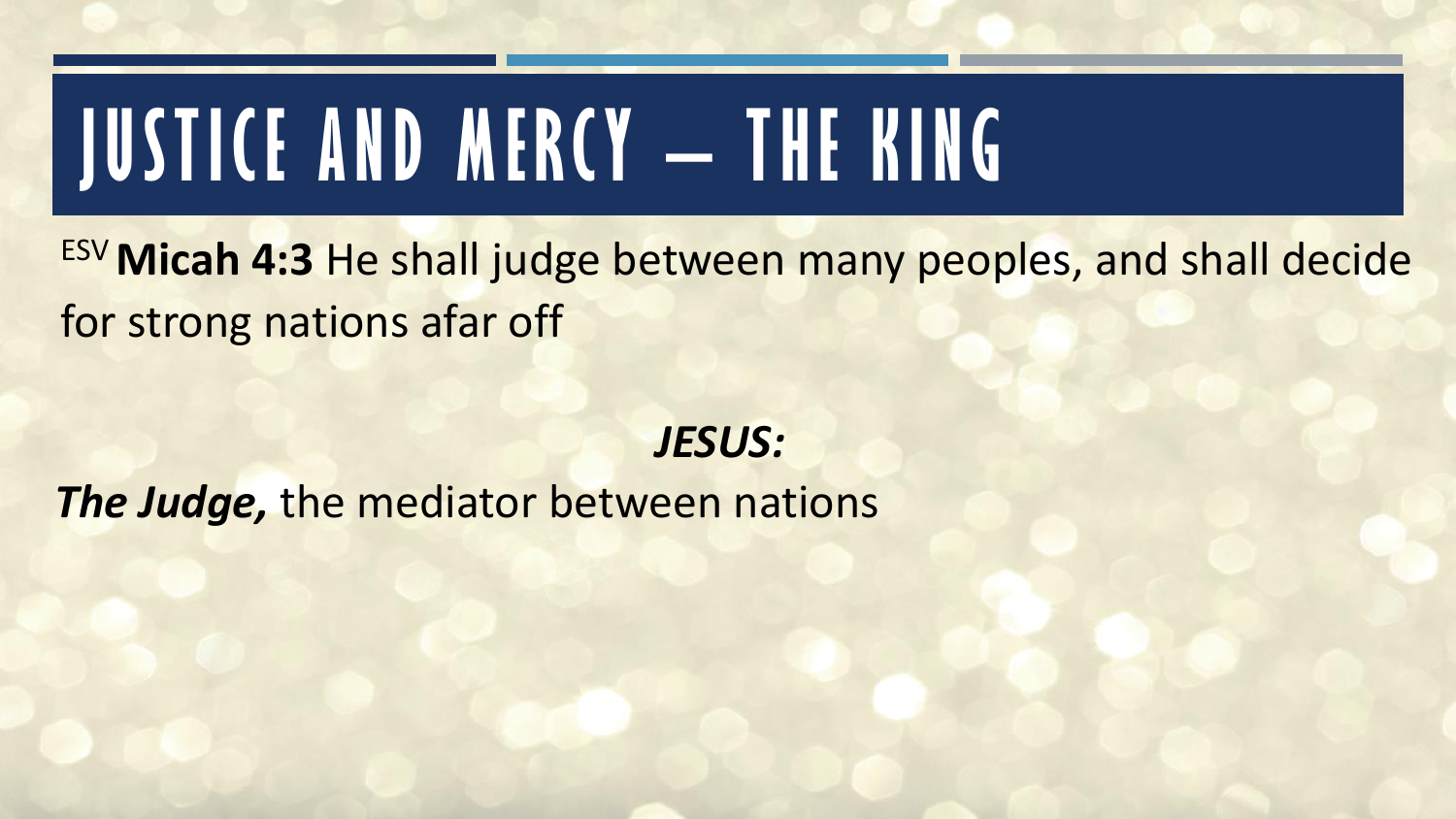# JUSTICE AND MERCY – THE KING

ESV **Micah 4:3** He shall judge between many peoples, and shall decide for strong nations afar off

***JESUS:***

***The Judge,*** the mediator between nations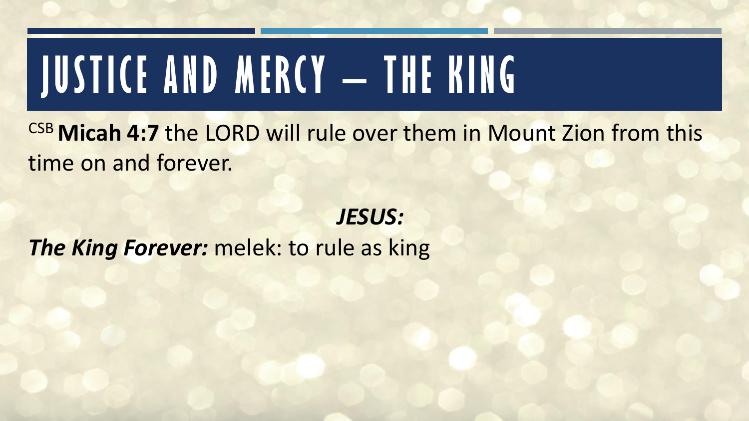# JUSTICE AND MERCY – THE KING

CSB **Micah 4:7** the LORD will rule over them in Mount Zion from this time on and forever.

***JESUS:***

***The King Forever:*** melek: to rule as king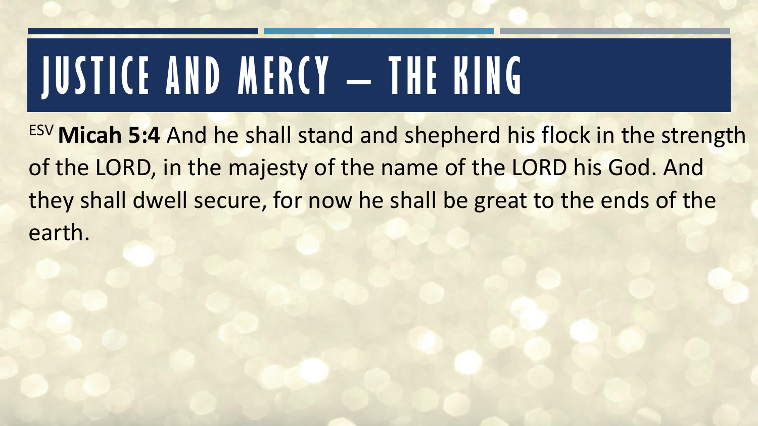# JUSTICE AND MERCY – THE KING

[ESV] **Micah 5:4** And he shall stand and shepherd his flock in the strength of the LORD, in the majesty of the name of the LORD his God. And they shall dwell secure, for now he shall be great to the ends of the earth.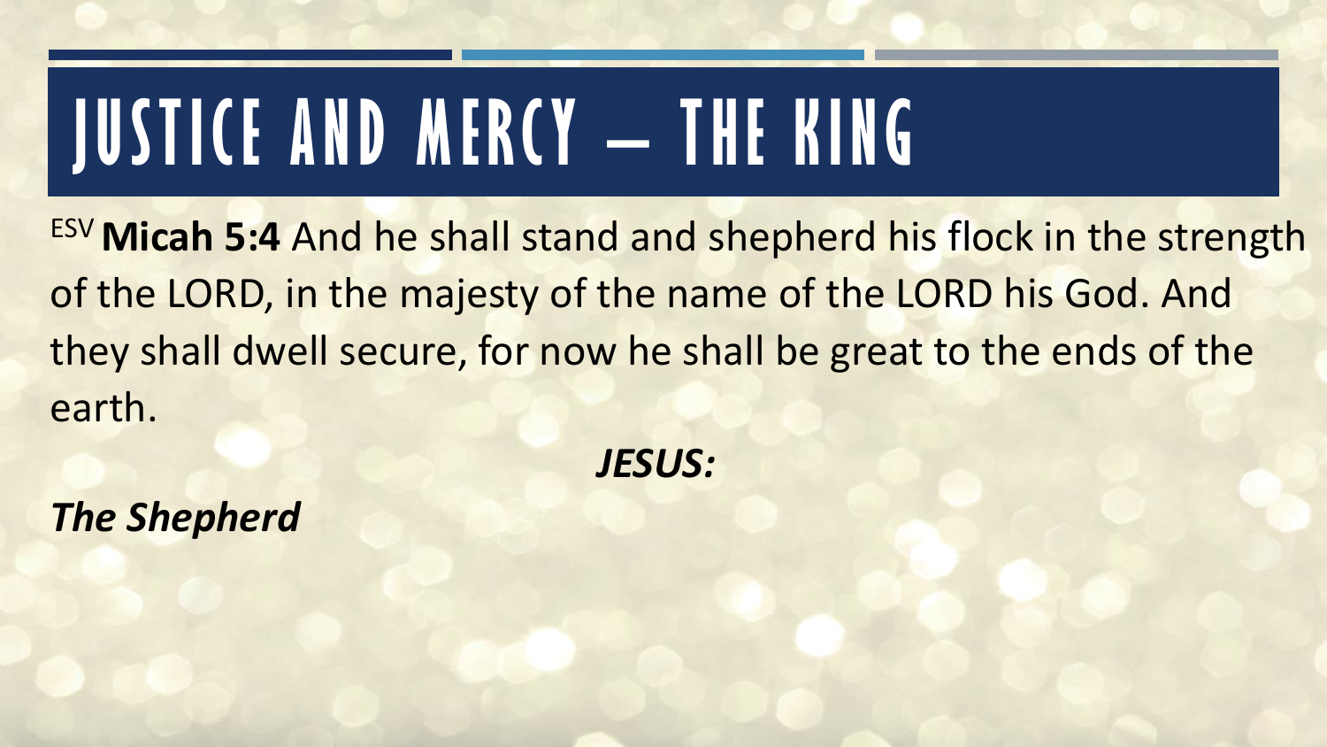# JUSTICE AND MERCY – THE KING

ESV **Micah 5:4** And he shall stand and shepherd his flock in the strength of the LORD, in the majesty of the name of the LORD his God. And they shall dwell secure, for now he shall be great to the ends of the earth.

***JESUS:***

***The Shepherd***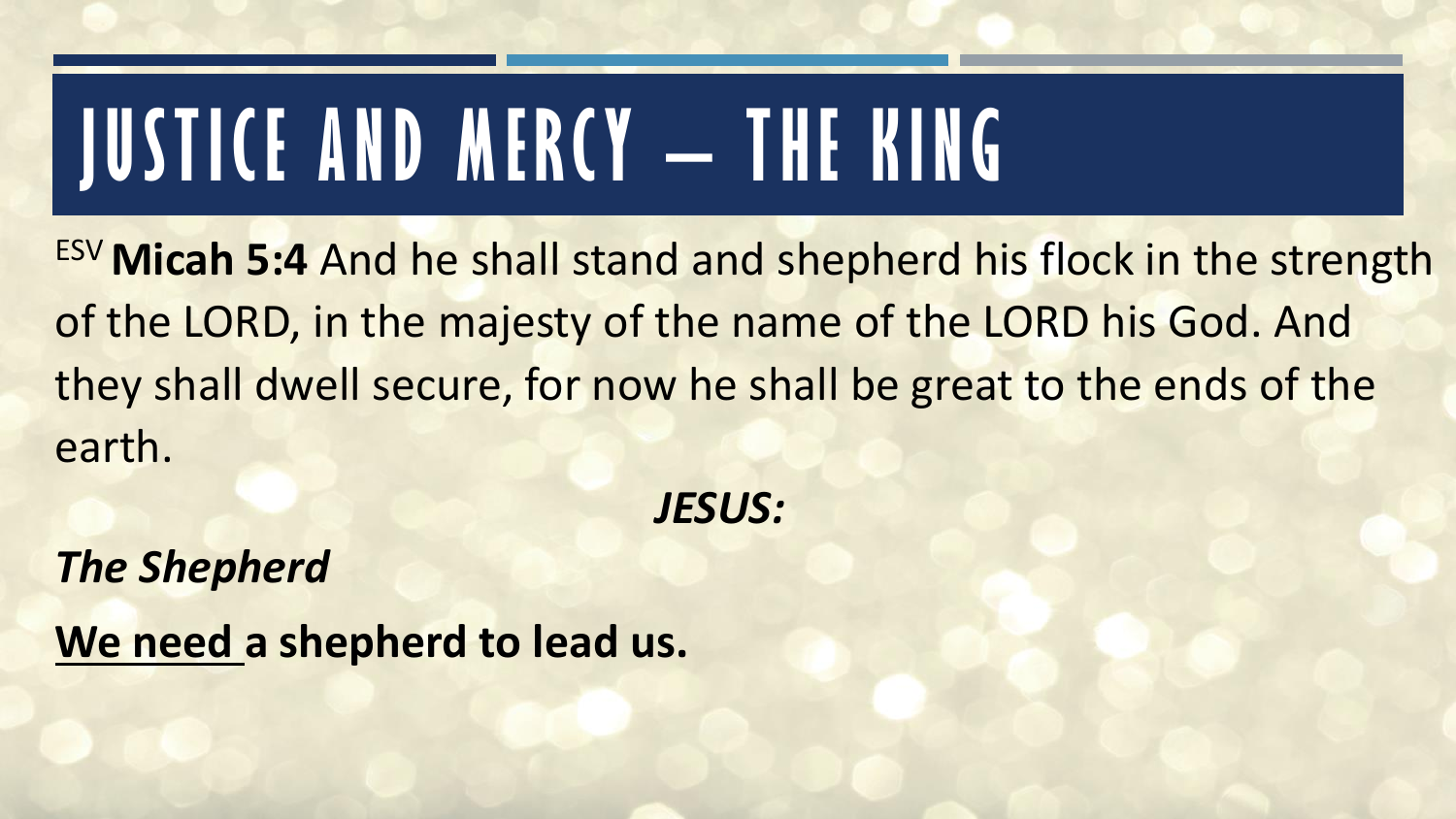# JUSTICE AND MERCY – THE KING

ESV **Micah 5:4** And he shall stand and shepherd his flock in the strength of the LORD, in the majesty of the name of the LORD his God. And they shall dwell secure, for now he shall be great to the ends of the earth.

***JESUS:***

***The Shepherd***

**<u>We need</u> a shepherd to lead us.**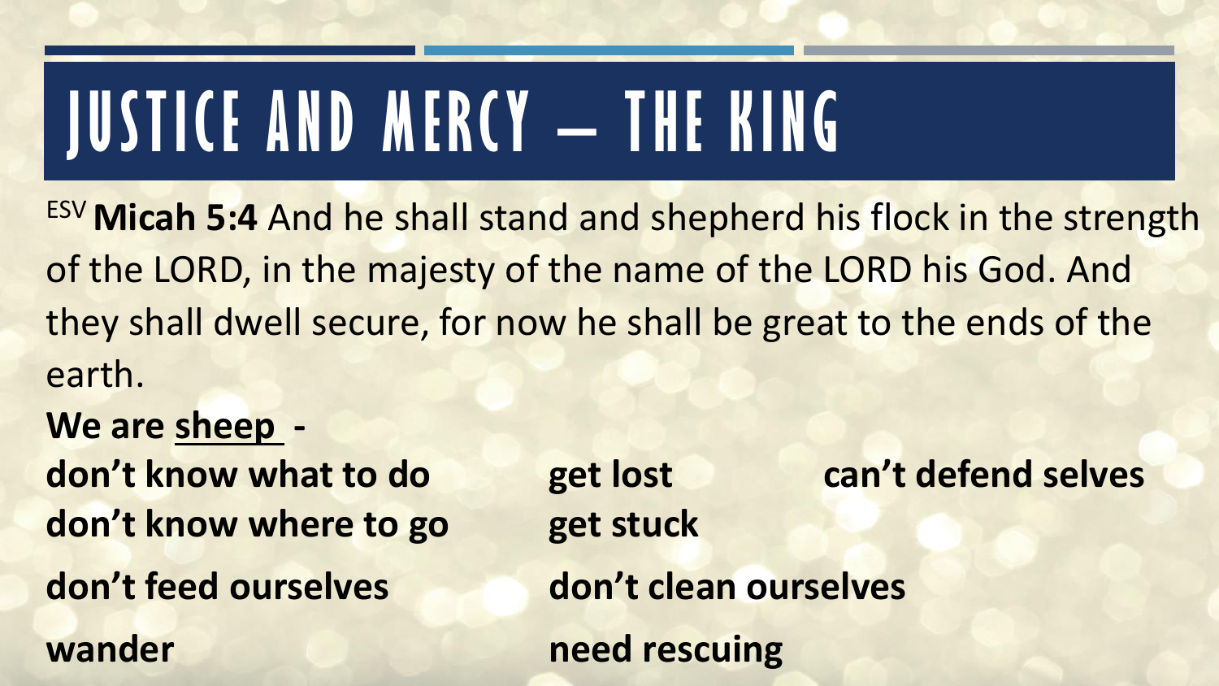# JUSTICE AND MERCY – THE KING

ESV **Micah 5:4** And he shall stand and shepherd his flock in the strength of the LORD, in the majesty of the name of the LORD his God. And they shall dwell secure, for now he shall be great to the ends of the earth.

**We are sheep -**

**don't know what to do**

**don't know where to go**

**don't feed ourselves**

**wander**

**get lost**

**get stuck**

**don't clean ourselves**

**need rescuing**

**can't defend selves**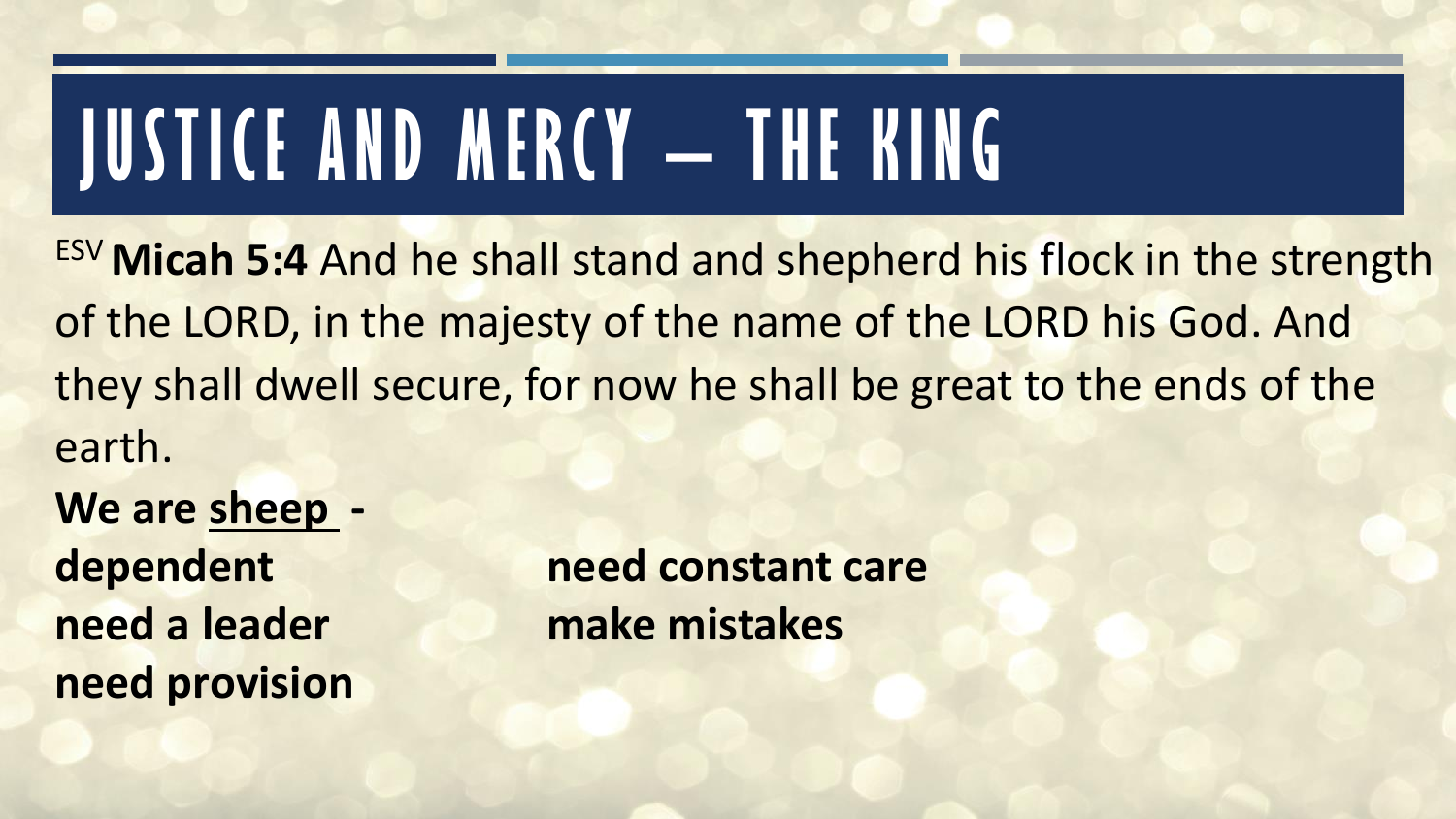# JUSTICE AND MERCY – THE KING

ESV **Micah 5:4** And he shall stand and shepherd his flock in the strength of the LORD, in the majesty of the name of the LORD his God. And they shall dwell secure, for now he shall be great to the ends of the earth.

**We are <u>sheep</u> -**

**dependent**

**need a leader**

**need provision**

**need constant care**

**make mistakes**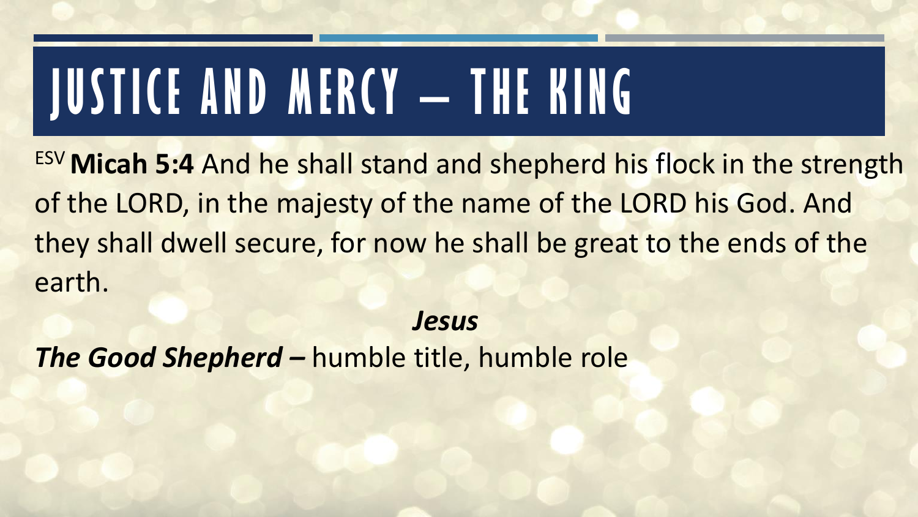# JUSTICE AND MERCY – THE KING

ESV **Micah 5:4** And he shall stand and shepherd his flock in the strength of the LORD, in the majesty of the name of the LORD his God. And they shall dwell secure, for now he shall be great to the ends of the earth.

***Jesus***

***The Good Shepherd –*** humble title, humble role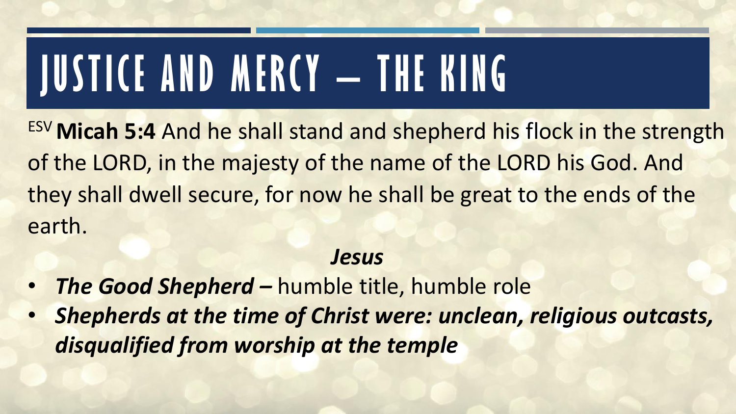# JUSTICE AND MERCY – THE KING

ESV **Micah 5:4** And he shall stand and shepherd his flock in the strength of the LORD, in the majesty of the name of the LORD his God. And they shall dwell secure, for now he shall be great to the ends of the earth.

***Jesus***

- ***The Good Shepherd –*** humble title, humble role
- ***Shepherds at the time of Christ were: unclean, religious outcasts, disqualified from worship at the temple***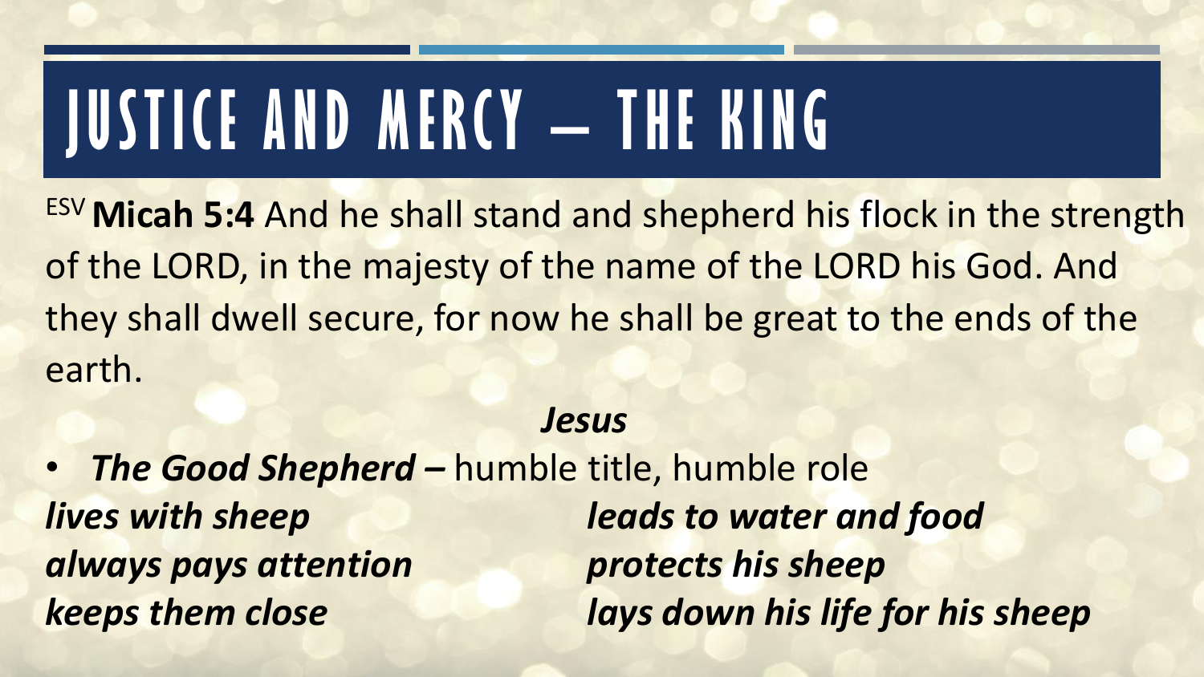# JUSTICE AND MERCY – THE KING

ESV **Micah 5:4** And he shall stand and shepherd his flock in the strength of the LORD, in the majesty of the name of the LORD his God. And they shall dwell secure, for now he shall be great to the ends of the earth.

***Jesus***

- ***The Good Shepherd –*** humble title, humble role

***lives with sheep***

***always pays attention***

***keeps them close***

***leads to water and food***

***protects his sheep***

***lays down his life for his sheep***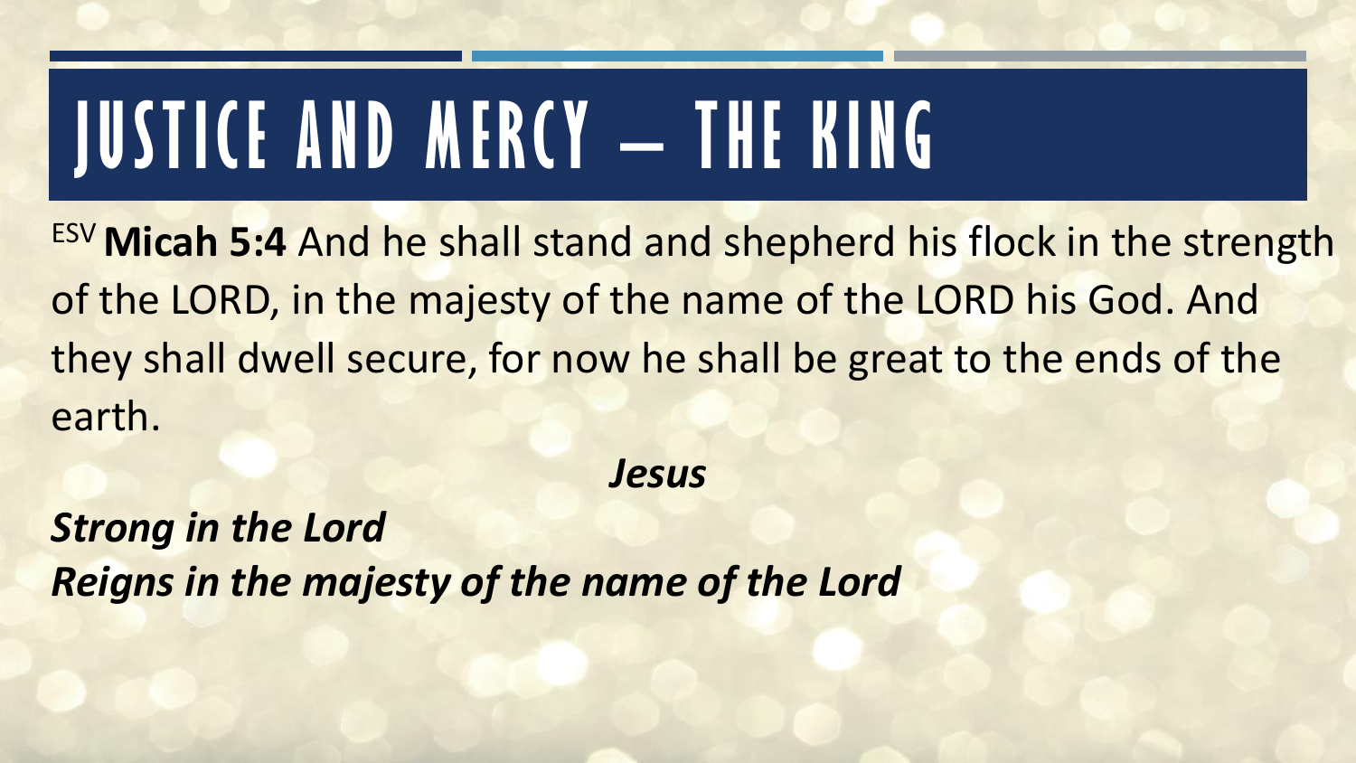# JUSTICE AND MERCY – THE KING

ESV **Micah 5:4** And he shall stand and shepherd his flock in the strength of the LORD, in the majesty of the name of the LORD his God. And they shall dwell secure, for now he shall be great to the ends of the earth.

***Jesus***

***Strong in the Lord***
***Reigns in the majesty of the name of the Lord***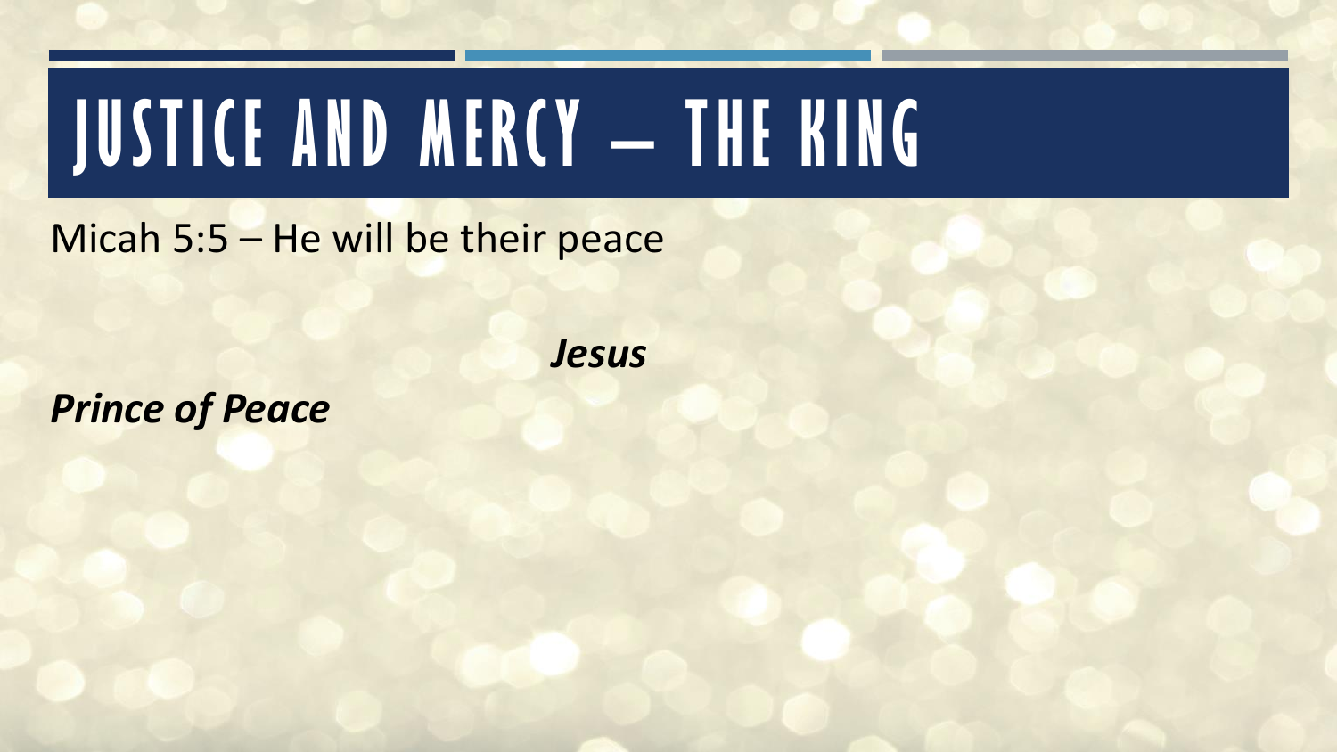# JUSTICE AND MERCY – THE KING

Micah 5:5 – He will be their peace

***Jesus***

***Prince of Peace***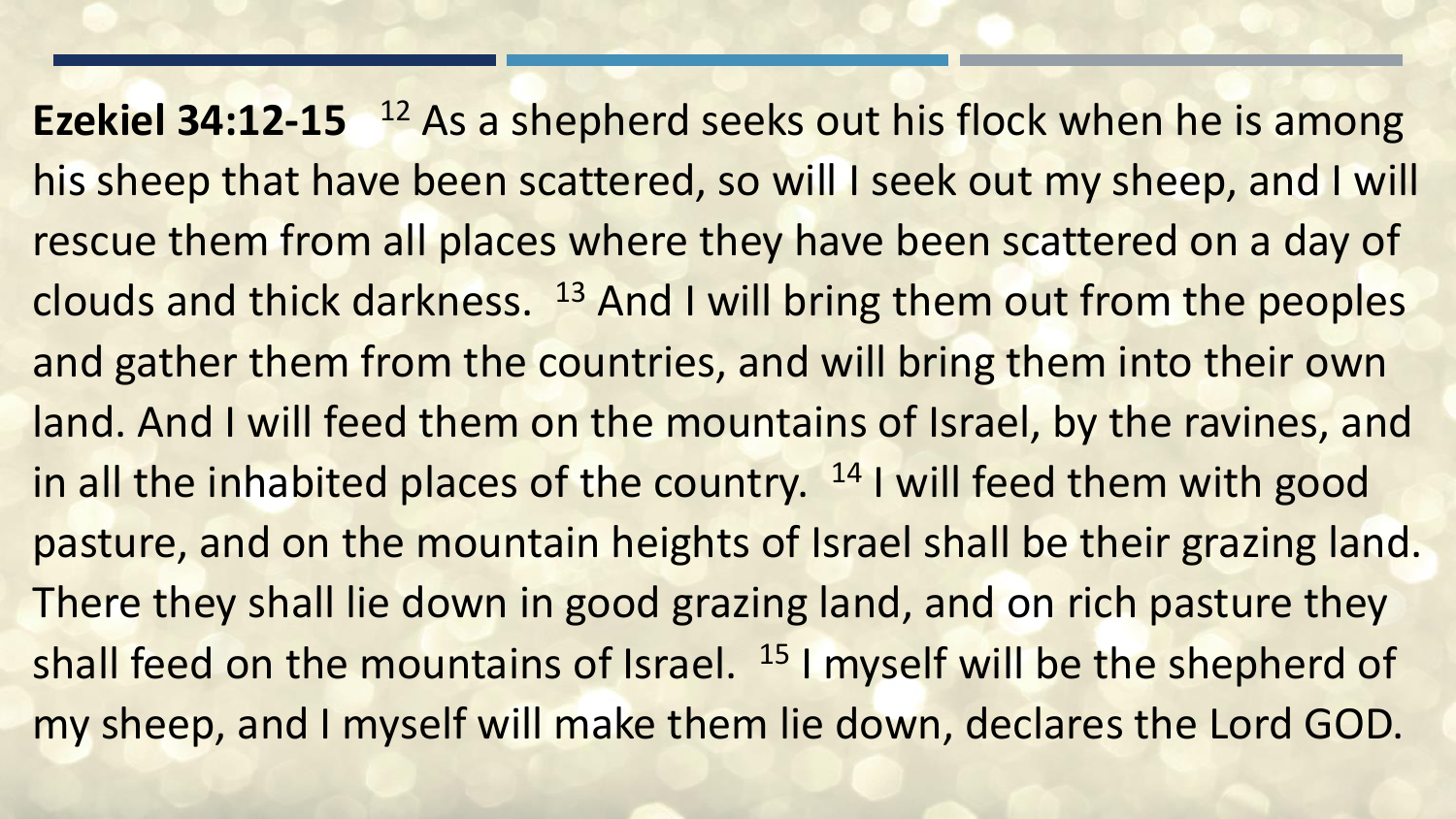**Ezekiel 34:12-15** [12] As a shepherd seeks out his flock when he is among his sheep that have been scattered, so will I seek out my sheep, and I will rescue them from all places where they have been scattered on a day of clouds and thick darkness. [13] And I will bring them out from the peoples and gather them from the countries, and will bring them into their own land. And I will feed them on the mountains of Israel, by the ravines, and in all the inhabited places of the country. [14] I will feed them with good pasture, and on the mountain heights of Israel shall be their grazing land. There they shall lie down in good grazing land, and on rich pasture they shall feed on the mountains of Israel. [15] I myself will be the shepherd of my sheep, and I myself will make them lie down, declares the Lord GOD.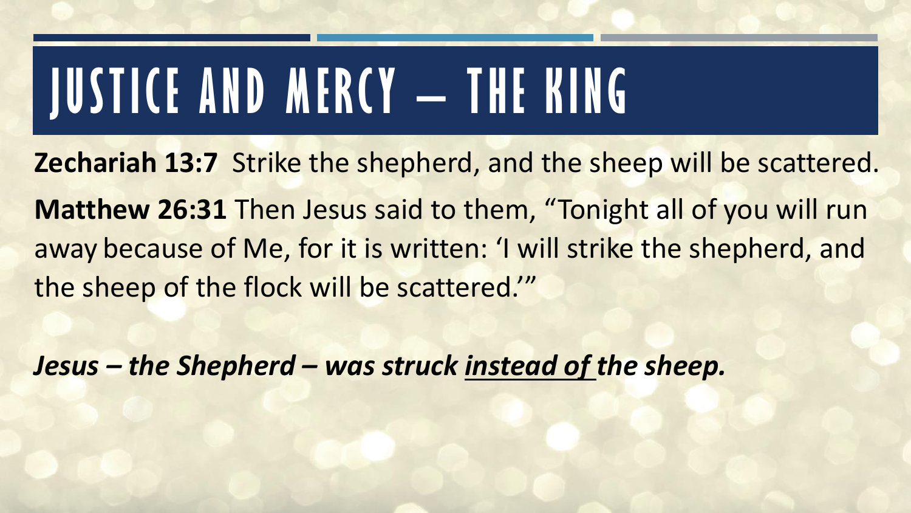# JUSTICE AND MERCY – THE KING

**Zechariah 13:7** Strike the shepherd, and the sheep will be scattered.

**Matthew 26:31** Then Jesus said to them, "Tonight all of you will run away because of Me, for it is written: 'I will strike the shepherd, and the sheep of the flock will be scattered.'"

***Jesus – the Shepherd – was struck <u>instead of</u> the sheep.***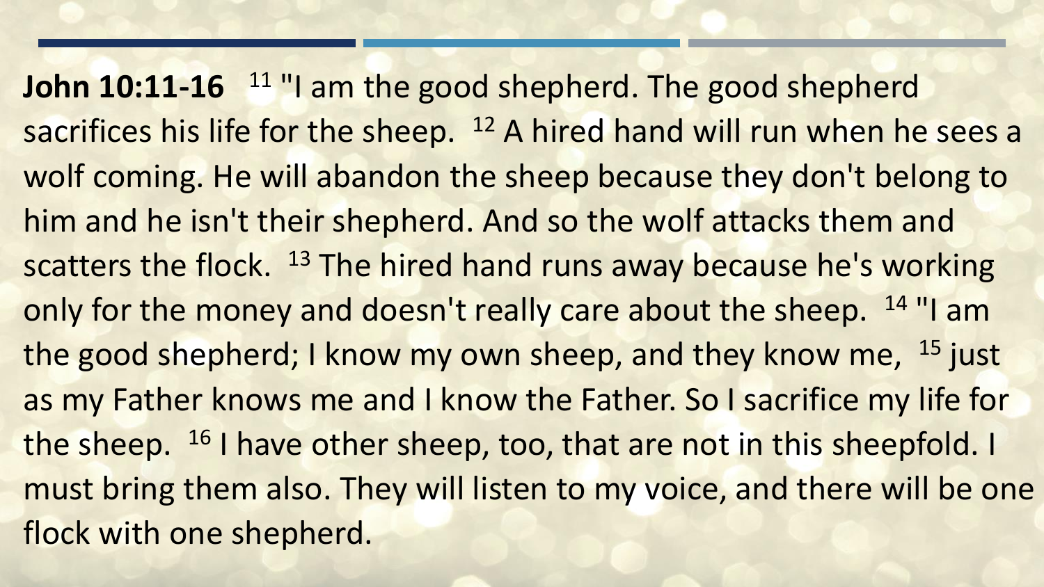**John 10:11-16** [11] "I am the good shepherd. The good shepherd sacrifices his life for the sheep. [12] A hired hand will run when he sees a wolf coming. He will abandon the sheep because they don't belong to him and he isn't their shepherd. And so the wolf attacks them and scatters the flock. [13] The hired hand runs away because he's working only for the money and doesn't really care about the sheep. [14] "I am the good shepherd; I know my own sheep, and they know me, [15] just as my Father knows me and I know the Father. So I sacrifice my life for the sheep. [16] I have other sheep, too, that are not in this sheepfold. I must bring them also. They will listen to my voice, and there will be one flock with one shepherd.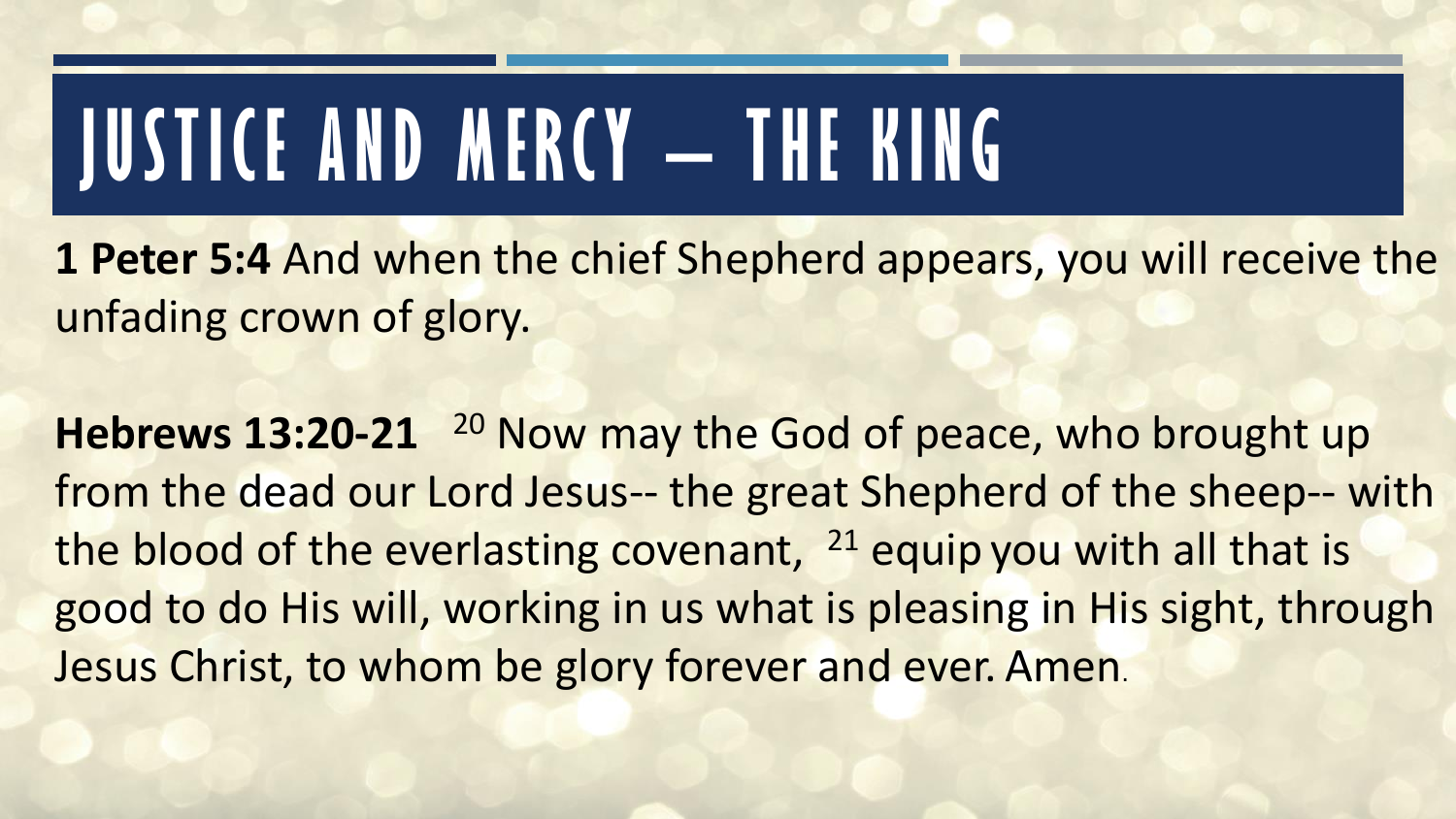# JUSTICE AND MERCY – THE KING

**1 Peter 5:4** And when the chief Shepherd appears, you will receive the unfading crown of glory.

**Hebrews 13:20-21** [20] Now may the God of peace, who brought up from the dead our Lord Jesus-- the great Shepherd of the sheep-- with the blood of the everlasting covenant, [21] equip you with all that is good to do His will, working in us what is pleasing in His sight, through Jesus Christ, to whom be glory forever and ever. Amen.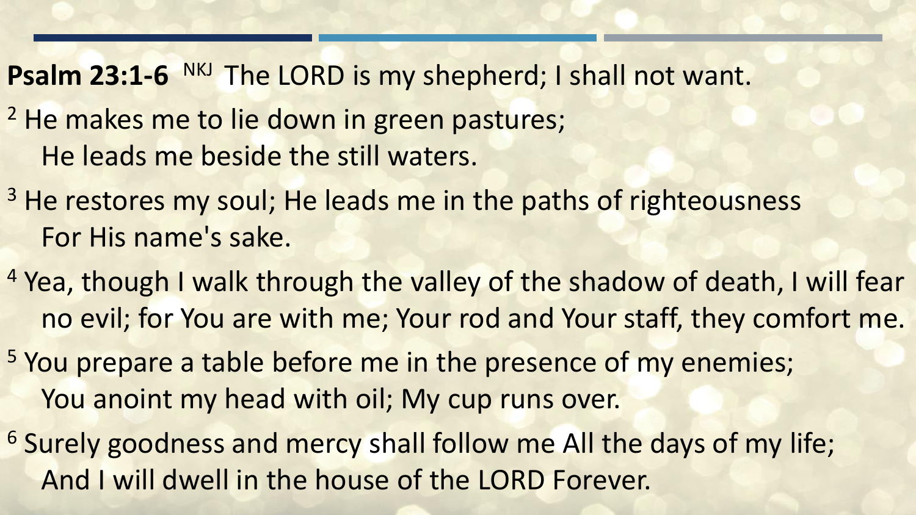**Psalm 23:1-6** NKJ The LORD is my shepherd; I shall not want.

[2] He makes me to lie down in green pastures;
He leads me beside the still waters.

[3] He restores my soul; He leads me in the paths of righteousness
For His name's sake.

[4] Yea, though I walk through the valley of the shadow of death, I will fear no evil; for You are with me; Your rod and Your staff, they comfort me.

[5] You prepare a table before me in the presence of my enemies;
You anoint my head with oil; My cup runs over.

[6] Surely goodness and mercy shall follow me All the days of my life;
And I will dwell in the house of the LORD Forever.